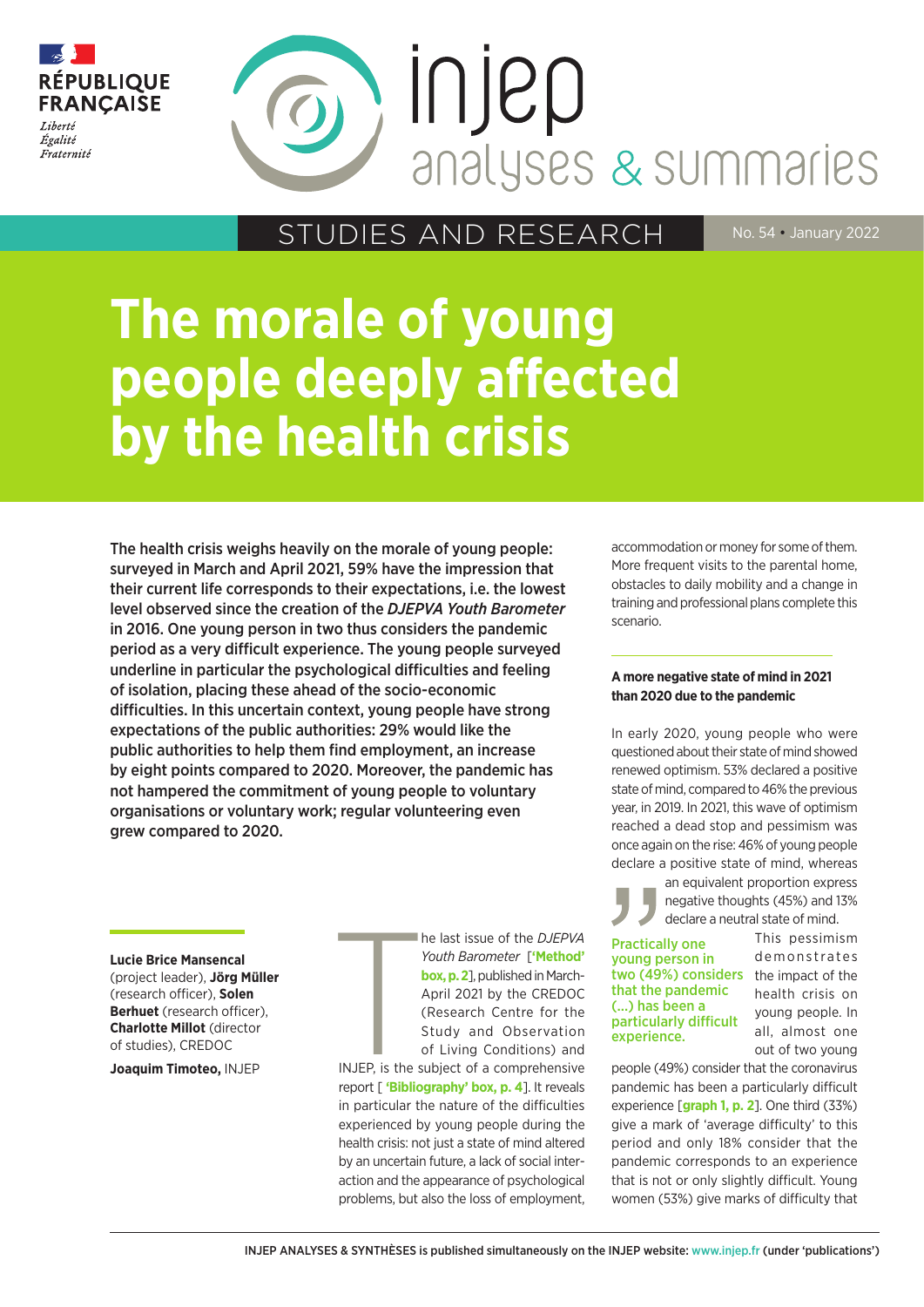RÉPUBLIQUE FRANÇAISE

*Liberté*
*Égalité*
*Fraternité*

injep analyses & summaries

STUDIES AND RESEARCH

No. 54 • January 2022

# The morale of young people deeply affected by the health crisis

**The health crisis weighs heavily on the morale of young people: surveyed in March and April 2021, 59% have the impression that their current life corresponds to their expectations, i.e. the lowest level observed since the creation of the *DJEPVA Youth Barometer* in 2016. One young person in two thus considers the pandemic period as a very difficult experience. The young people surveyed underline in particular the psychological difficulties and feeling of isolation, placing these ahead of the socio-economic difficulties. In this uncertain context, young people have strong expectations of the public authorities: 29% would like the public authorities to help them find employment, an increase by eight points compared to 2020. Moreover, the pandemic has not hampered the commitment of young people to voluntary organisations or voluntary work; regular volunteering even grew compared to 2020.**

**Lucie Brice Mansencal** (project leader), **Jörg Müller** (research officer), **Solen Berhuet** (research officer), **Charlotte Millot** (director of studies), CREDOC

**Joaquim Timoteo,** INJEP

The last issue of the *DJEPVA Youth Barometer* [**'Method' box, p. 2**], published in March-April 2021 by the CREDOC (Research Centre for the Study and Observation of Living Conditions) and INJEP, is the subject of a comprehensive report [ **'Bibliography' box, p. 4**]. It reveals in particular the nature of the difficulties experienced by young people during the health crisis: not just a state of mind altered by an uncertain future, a lack of social interaction and the appearance of psychological problems, but also the loss of employment, accommodation or money for some of them. More frequent visits to the parental home, obstacles to daily mobility and a change in training and professional plans complete this scenario.

### A more negative state of mind in 2021 than 2020 due to the pandemic

In early 2020, young people who were questioned about their state of mind showed renewed optimism. 53% declared a positive state of mind, compared to 46% the previous year, in 2019. In 2021, this wave of optimism reached a dead stop and pessimism was once again on the rise: 46% of young people declare a positive state of mind, whereas an equivalent proportion express negative thoughts (45%) and 13% declare a neutral state of mind.

> **Practically one young person in two (49%) considers that the pandemic (...) has been a particularly difficult experience.**

This pessimism demonstrates the impact of the health crisis on young people. In all, almost one out of two young people (49%) consider that the coronavirus pandemic has been a particularly difficult experience [**graph 1, p. 2**]. One third (33%) give a mark of 'average difficulty' to this period and only 18% consider that the pandemic corresponds to an experience that is not or only slightly difficult. Young women (53%) give marks of difficulty that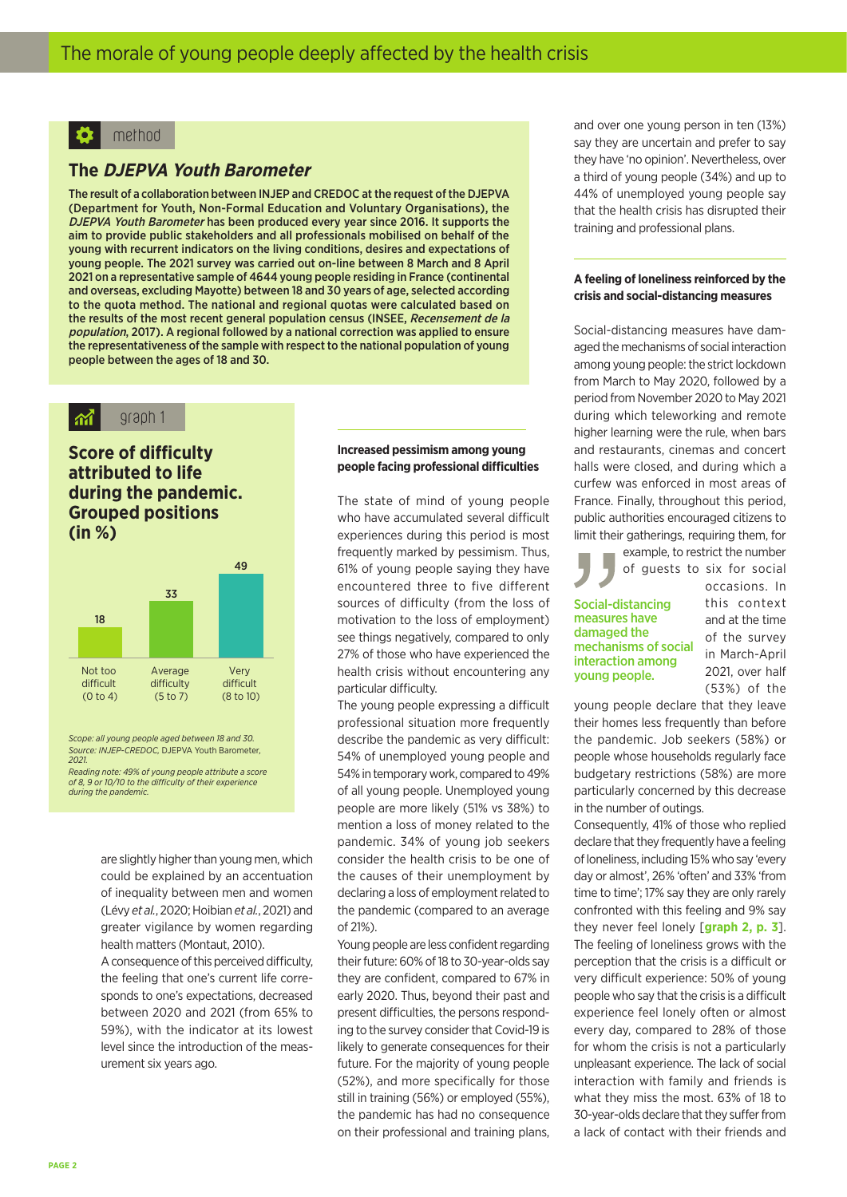# The morale of young people deeply affected by the health crisis

## method

### The *DJEPVA Youth Barometer*

**The result of a collaboration between INJEP and CREDOC at the request of the DJEPVA (Department for Youth, Non-Formal Education and Voluntary Organisations), the *DJEPVA Youth Barometer* has been produced every year since 2016. It supports the aim to provide public stakeholders and all professionals mobilised on behalf of the young with recurrent indicators on the living conditions, desires and expectations of young people. The 2021 survey was carried out on-line between 8 March and 8 April 2021 on a representative sample of 4644 young people residing in France (continental and overseas, excluding Mayotte) between 18 and 30 years of age, selected according to the quota method. The national and regional quotas were calculated based on the results of the most recent general population census (INSEE, *Recensement de la population*, 2017). A regional followed by a national correction was applied to ensure the representativeness of the sample with respect to the national population of young people between the ages of 18 and 30.**

## graph 1

### Score of difficulty attributed to life during the pandemic. Grouped positions (in %)

| Not too difficult (0 to 4) | Average difficulty (5 to 7) | Very difficult (8 to 10) |
|---|---|---|
| 18 | 33 | 49 |

*Scope: all young people aged between 18 and 30.*
*Source: INJEP-CREDOC, DJEPVA Youth Barometer, 2021.*
*Reading note: 49% of young people attribute a score of 8, 9 or 10/10 to the difficulty of their experience during the pandemic.*

are slightly higher than young men, which could be explained by an accentuation of inequality between men and women (Lévy *et al.*, 2020; Hoibian *et al.*, 2021) and greater vigilance by women regarding health matters (Montaut, 2010).

A consequence of this perceived difficulty, the feeling that one's current life corresponds to one's expectations, decreased between 2020 and 2021 (from 65% to 59%), with the indicator at its lowest level since the introduction of the measurement six years ago.

### Increased pessimism among young people facing professional difficulties

The state of mind of young people who have accumulated several difficult experiences during this period is most frequently marked by pessimism. Thus, 61% of young people saying they have encountered three to five different sources of difficulty (from the loss of motivation to the loss of employment) see things negatively, compared to only 27% of those who have experienced the health crisis without encountering any particular difficulty.

The young people expressing a difficult professional situation more frequently describe the pandemic as very difficult: 54% of unemployed young people and 54% in temporary work, compared to 49% of all young people. Unemployed young people are more likely (51% vs 38%) to mention a loss of money related to the pandemic. 34% of young job seekers consider the health crisis to be one of the causes of their unemployment by declaring a loss of employment related to the pandemic (compared to an average of 21%).

Young people are less confident regarding their future: 60% of 18 to 30-year-olds say they are confident, compared to 67% in early 2020. Thus, beyond their past and present difficulties, the persons responding to the survey consider that Covid-19 is likely to generate consequences for their future. For the majority of young people (52%), and more specifically for those still in training (56%) or employed (55%), the pandemic has had no consequence on their professional and training plans, and over one young person in ten (13%) say they are uncertain and prefer to say they have 'no opinion'. Nevertheless, over a third of young people (34%) and up to 44% of unemployed young people say that the health crisis has disrupted their training and professional plans.

### A feeling of loneliness reinforced by the crisis and social-distancing measures

Social-distancing measures have damaged the mechanisms of social interaction among young people: the strict lockdown from March to May 2020, followed by a period from November 2020 to May 2021 during which teleworking and remote higher learning were the rule, when bars and restaurants, cinemas and concert halls were closed, and during which a curfew was enforced in most areas of France. Finally, throughout this period, public authorities encouraged citizens to limit their gatherings, requiring them, for example, to restrict the number of guests to six for social occasions. In this context and at the time of the survey in March-April 2021, over half (53%) of the young people declare that they leave their homes less frequently than before the pandemic. Job seekers (58%) or people whose households regularly face budgetary restrictions (58%) are more particularly concerned by this decrease in the number of outings.

> **Social-distancing measures have damaged the mechanisms of social interaction among young people.**

Consequently, 41% of those who replied declare that they frequently have a feeling of loneliness, including 15% who say 'every day or almost', 26% 'often' and 33% 'from time to time'; 17% say they are only rarely confronted with this feeling and 9% say they never feel lonely [**graph 2, p. 3**]. The feeling of loneliness grows with the perception that the crisis is a difficult or very difficult experience: 50% of young people who say that the crisis is a difficult experience feel lonely often or almost every day, compared to 28% of those for whom the crisis is not a particularly unpleasant experience. The lack of social interaction with family and friends is what they miss the most. 63% of 18 to 30-year-olds declare that they suffer from a lack of contact with their friends and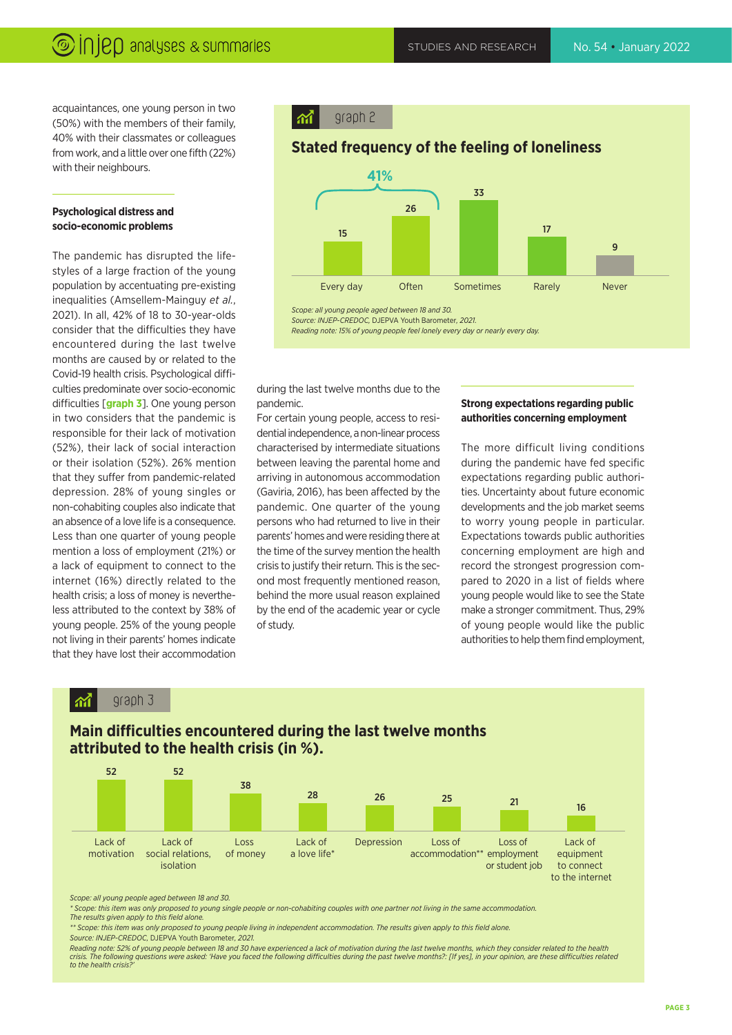acquaintances, one young person in two (50%) with the members of their family, 40% with their classmates or colleagues from work, and a little over one fifth (22%) with their neighbours.

### Psychological distress and socio-economic problems

The pandemic has disrupted the lifestyles of a large fraction of the young population by accentuating pre-existing inequalities (Amsellem-Mainguy *et al.*, 2021). In all, 42% of 18 to 30-year-olds consider that the difficulties they have encountered during the last twelve months are caused by or related to the Covid-19 health crisis. Psychological difficulties predominate over socio-economic difficulties [**graph 3**]. One young person in two considers that the pandemic is responsible for their lack of motivation (52%), their lack of social interaction or their isolation (52%). 26% mention that they suffer from pandemic-related depression. 28% of young singles or non-cohabiting couples also indicate that an absence of a love life is a consequence. Less than one quarter of young people mention a loss of employment (21%) or a lack of equipment to connect to the internet (16%) directly related to the health crisis; a loss of money is nevertheless attributed to the context by 38% of young people. 25% of the young people not living in their parents' homes indicate that they have lost their accommodation during the last twelve months due to the pandemic.

For certain young people, access to residential independence, a non-linear process characterised by intermediate situations between leaving the parental home and arriving in autonomous accommodation (Gaviria, 2016), has been affected by the pandemic. One quarter of the young persons who had returned to live in their parents' homes and were residing there at the time of the survey mention the health crisis to justify their return. This is the second most frequently mentioned reason, behind the more usual reason explained by the end of the academic year or cycle of study.

### Strong expectations regarding public authorities concerning employment

The more difficult living conditions during the pandemic have fed specific expectations regarding public authorities. Uncertainty about future economic developments and the job market seems to worry young people in particular. Expectations towards public authorities concerning employment are high and record the strongest progression compared to 2020 in a list of fields where young people would like to see the State make a stronger commitment. Thus, 29% of young people would like the public authorities to help them find employment,

**graph 2**

**Stated frequency of the feeling of loneliness**

| Every day | Often | Sometimes | Rarely | Never |
|---|---|---|---|---|
| 15 | 26 | 33 | 17 | 9 |

(Every day + Often: 41%)

*Scope: all young people aged between 18 and 30.*
*Source: INJEP-CREDOC, DJEPVA Youth Barometer, 2021.*
*Reading note: 15% of young people feel lonely every day or nearly every day.*

**graph 3**

**Main difficulties encountered during the last twelve months attributed to the health crisis (in %).**

| Lack of motivation | Lack of social relations, isolation | Loss of money | Lack of a love life* | Depression | Loss of accommodation** | Loss of employment or student job | Lack of equipment to connect to the internet |
|---|---|---|---|---|---|---|---|
| 52 | 52 | 38 | 28 | 26 | 25 | 21 | 16 |

*Scope: all young people aged between 18 and 30.*
*\* Scope: this item was only proposed to young single people or non-cohabiting couples with one partner not living in the same accommodation. The results given apply to this field alone.*
*\*\* Scope: this item was only proposed to young people living in independent accommodation. The results given apply to this field alone.*
*Source: INJEP-CREDOC, DJEPVA Youth Barometer, 2021.*
*Reading note: 52% of young people between 18 and 30 have experienced a lack of motivation during the last twelve months, which they consider related to the health crisis. The following questions were asked: 'Have you faced the following difficulties during the past twelve months?: [If yes], in your opinion, are these difficulties related to the health crisis?'*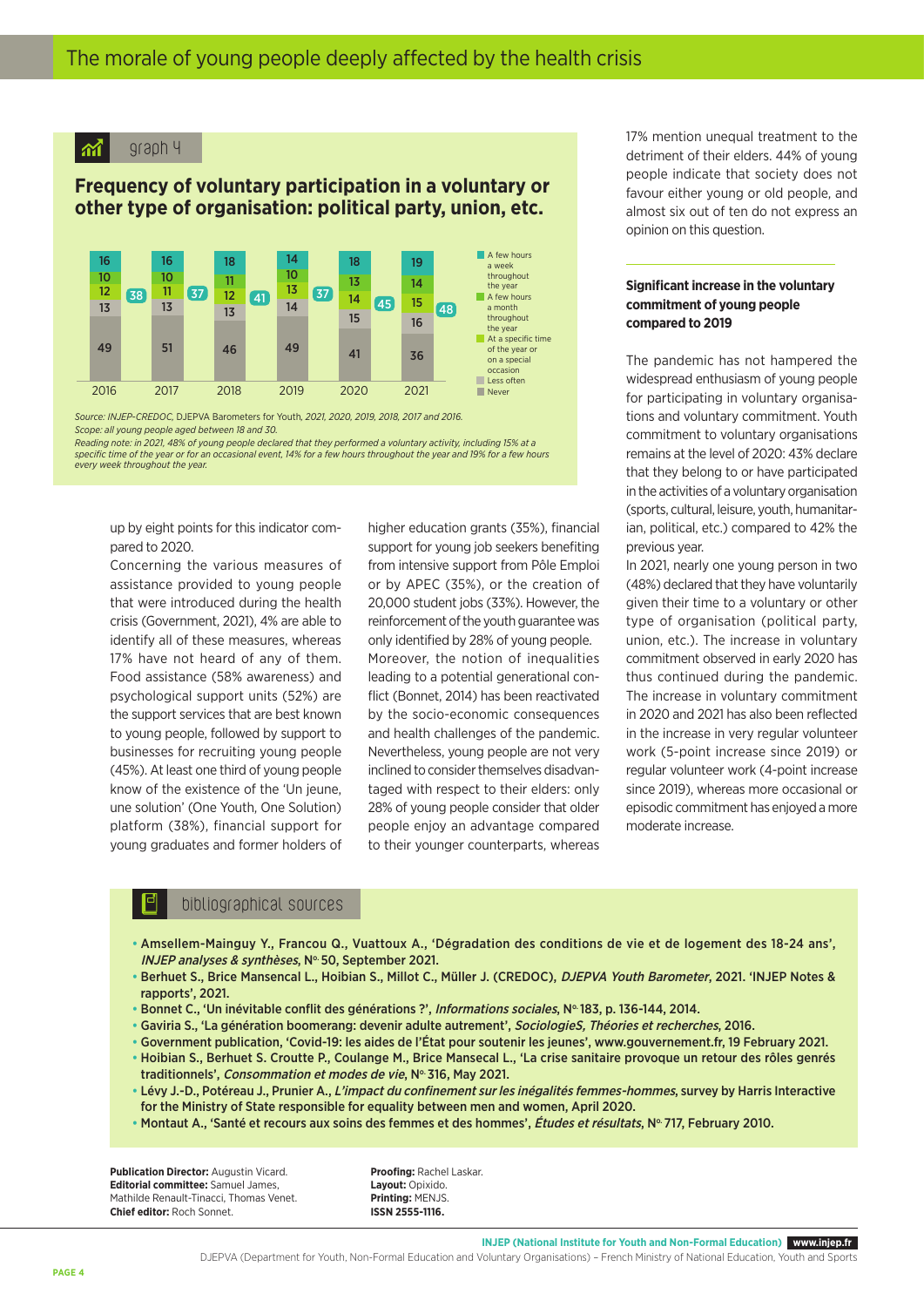## The morale of young people deeply affected by the health crisis

graph 4

### Frequency of voluntary participation in a voluntary or other type of organisation: political party, union, etc.

2016: 16, 10, 12, 13, 49 — 38
2017: 16, 10, 11, 13, 51 — 37
2018: 18, 11, 12, 13, 46 — 41
2019: 14, 10, 13, 14, 49 — 37
2020: 18, 13, 14, 15, 41 — 45
2021: 19, 14, 15, 16, 36 — 48

- A few hours a week throughout the year
- A few hours a month throughout the year
- At a specific time of the year or on a special occasion
- Less often
- Never

*Source: INJEP-CREDOC, DJEPVA Barometers for Youth, 2021, 2020, 2019, 2018, 2017 and 2016.*
*Scope: all young people aged between 18 and 30.*
*Reading note: in 2021, 48% of young people declared that they performed a voluntary activity, including 15% at a specific time of the year or for an occasional event, 14% for a few hours throughout the year and 19% for a few hours every week throughout the year.*

up by eight points for this indicator compared to 2020.

Concerning the various measures of assistance provided to young people that were introduced during the health crisis (Government, 2021), 4% are able to identify all of these measures, whereas 17% have not heard of any of them. Food assistance (58% awareness) and psychological support units (52%) are the support services that are best known to young people, followed by support to businesses for recruiting young people (45%). At least one third of young people know of the existence of the 'Un jeune, une solution' (One Youth, One Solution) platform (38%), financial support for young graduates and former holders of higher education grants (35%), financial support for young job seekers benefiting from intensive support from Pôle Emploi or by APEC (35%), or the creation of 20,000 student jobs (33%). However, the reinforcement of the youth guarantee was only identified by 28% of young people. Moreover, the notion of inequalities leading to a potential generational conflict (Bonnet, 2014) has been reactivated by the socio-economic consequences and health challenges of the pandemic. Nevertheless, young people are not very inclined to consider themselves disadvantaged with respect to their elders: only 28% of young people consider that older people enjoy an advantage compared to their younger counterparts, whereas 17% mention unequal treatment to the detriment of their elders. 44% of young people indicate that society does not favour either young or old people, and almost six out of ten do not express an opinion on this question.

### Significant increase in the voluntary commitment of young people compared to 2019

The pandemic has not hampered the widespread enthusiasm of young people for participating in voluntary organisations and voluntary commitment. Youth commitment to voluntary organisations remains at the level of 2020: 43% declare that they belong to or have participated in the activities of a voluntary organisation (sports, cultural, leisure, youth, humanitarian, political, etc.) compared to 42% the previous year.

In 2021, nearly one young person in two (48%) declared that they have voluntarily given their time to a voluntary or other type of organisation (political party, union, etc.). The increase in voluntary commitment observed in early 2020 has thus continued during the pandemic. The increase in voluntary commitment in 2020 and 2021 has also been reflected in the increase in very regular volunteer work (5-point increase since 2019) or regular volunteer work (4-point increase since 2019), whereas more occasional or episodic commitment has enjoyed a more moderate increase.

## bibliographical sources

- Amsellem-Mainguy Y., Francou Q., Vuattoux A., 'Dégradation des conditions de vie et de logement des 18-24 ans', *INJEP analyses & synthèses*, N° 50, September 2021.
- Berhuet S., Brice Mansencal L., Hoibian S., Millot C., Müller J. (CREDOC), *DJEPVA Youth Barometer*, 2021. 'INJEP Notes & rapports', 2021.
- Bonnet C., 'Un inévitable conflit des générations ?', *Informations sociales*, N° 183, p. 136-144, 2014.
- Gaviria S., 'La génération boomerang: devenir adulte autrement', *SociologieS, Théories et recherches*, 2016.
- Government publication, 'Covid-19: les aides de l'État pour soutenir les jeunes', www.gouvernement.fr, 19 February 2021.
- Hoibian S., Berhuet S., Croutte P., Coulange M., Brice Mansecal L., 'La crise sanitaire provoque un retour des rôles genrés traditionnels', *Consommation et modes de vie*, N° 316, May 2021.
- Lévy J.-D., Potéreau J., Prunier A., *L'impact du confinement sur les inégalités femmes-hommes*, survey by Harris Interactive for the Ministry of State responsible for equality between men and women, April 2020.
- Montaut A., 'Santé et recours aux soins des femmes et des hommes', *Études et résultats*, N° 717, February 2010.

**Publication Director:** Augustin Vicard.
**Editorial committee:** Samuel James, Mathilde Renault-Tinacci, Thomas Venet.
**Chief editor:** Roch Sonnet.
**Proofing:** Rachel Laskar.
**Layout:** Opixido.
**Printing:** MENJS.
**ISSN 2555-1116.**

INJEP (National Institute for Youth and Non-Formal Education) www.injep.fr
DJEPVA (Department for Youth, Non-Formal Education and Voluntary Organisations) – French Ministry of National Education, Youth and Sports